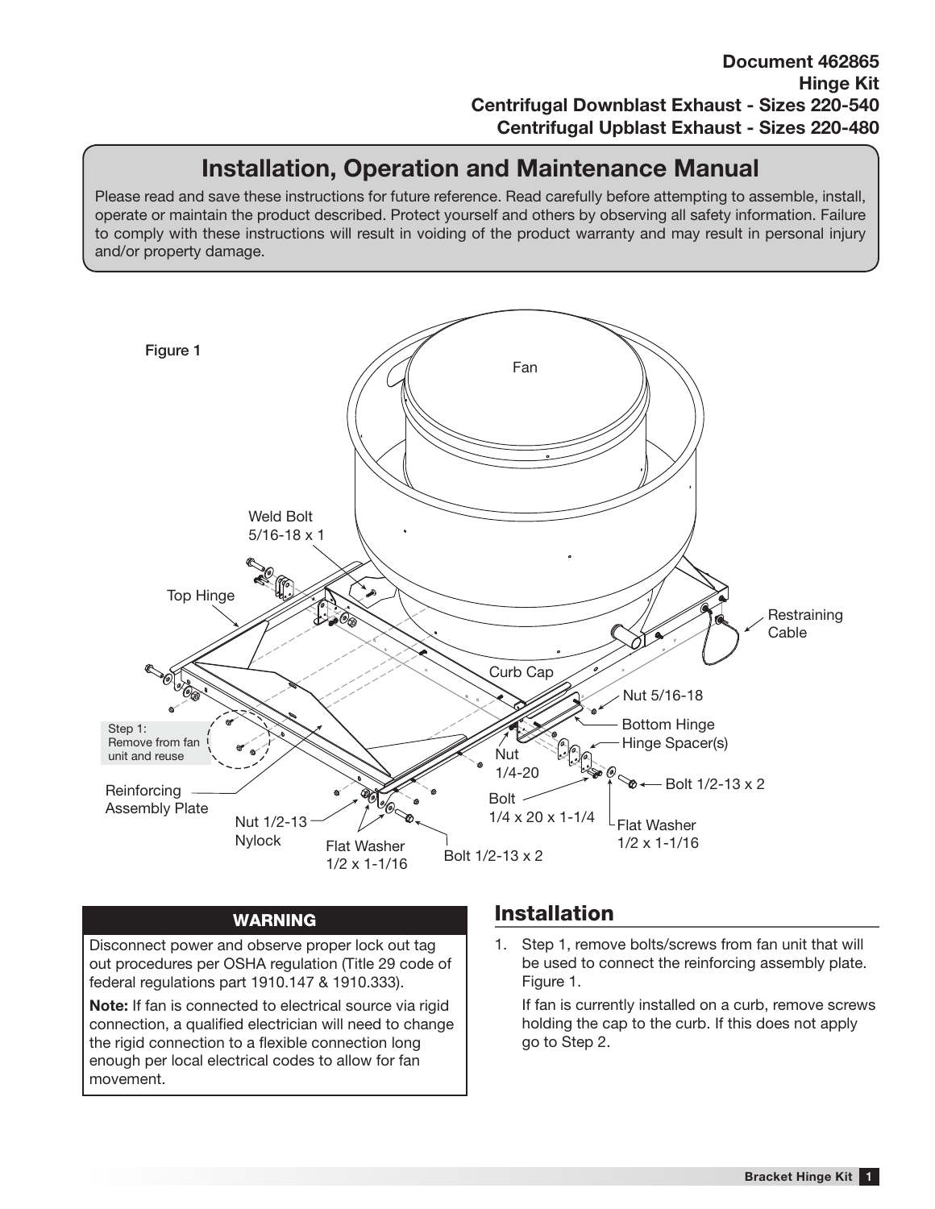**Document 462865**
**Hinge Kit**
**Centrifugal Downblast Exhaust - Sizes 220-540**
**Centrifugal Upblast Exhaust - Sizes 220-480**

# Installation, Operation and Maintenance Manual

Please read and save these instructions for future reference. Read carefully before attempting to assemble, install, operate or maintain the product described. Protect yourself and others by observing all safety information. Failure to comply with these instructions will result in voiding of the product warranty and may result in personal injury and/or property damage.

Figure 1

Fan
Weld Bolt 5/16-18 x 1
Top Hinge
Restraining Cable
Curb Cap
Nut 5/16-18
Bottom Hinge
Hinge Spacer(s)
Step 1: Remove from fan unit and reuse
Nut 1/4-20
Bolt 1/2-13 x 2
Reinforcing Assembly Plate
Bolt 1/4 x 20 x 1-1/4
Nut 1/2-13 Nylock
Flat Washer 1/2 x 1-1/16
Flat Washer 1/2 x 1-1/16
Bolt 1/2-13 x 2

### WARNING

Disconnect power and observe proper lock out tag out procedures per OSHA regulation (Title 29 code of federal regulations part 1910.147 & 1910.333).

**Note:** If fan is connected to electrical source via rigid connection, a qualified electrician will need to change the rigid connection to a flexible connection long enough per local electrical codes to allow for fan movement.

## Installation

1. Step 1, remove bolts/screws from fan unit that will be used to connect the reinforcing assembly plate. Figure 1.

   If fan is currently installed on a curb, remove screws holding the cap to the curb. If this does not apply go to Step 2.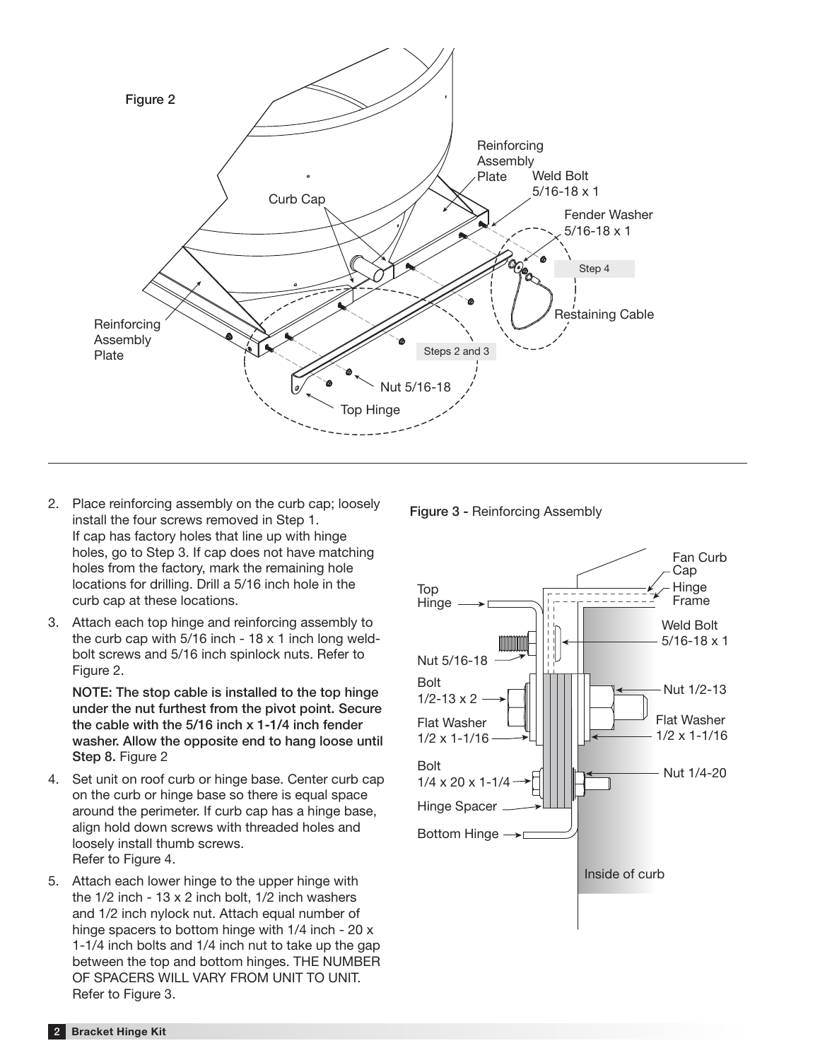Figure 2

Curb Cap

Reinforcing Assembly Plate

Weld Bolt 5/16-18 x 1

Fender Washer 5/16-18 x 1

Step 4

Restaining Cable

Reinforcing Assembly Plate

Steps 2 and 3

Nut 5/16-18

Top Hinge

2. Place reinforcing assembly on the curb cap; loosely install the four screws removed in Step 1.
   If cap has factory holes that line up with hinge holes, go to Step 3. If cap does not have matching holes from the factory, mark the remaining hole locations for drilling. Drill a 5/16 inch hole in the curb cap at these locations.
3. Attach each top hinge and reinforcing assembly to the curb cap with 5/16 inch - 18 x 1 inch long weld-bolt screws and 5/16 inch spinlock nuts. Refer to Figure 2.

   **NOTE: The stop cable is installed to the top hinge under the nut furthest from the pivot point. Secure the cable with the 5/16 inch x 1-1/4 inch fender washer. Allow the opposite end to hang loose until Step 8.** Figure 2
4. Set unit on roof curb or hinge base. Center curb cap on the curb or hinge base so there is equal space around the perimeter. If curb cap has a hinge base, align hold down screws with threaded holes and loosely install thumb screws.
   Refer to Figure 4.
5. Attach each lower hinge to the upper hinge with the 1/2 inch - 13 x 2 inch bolt, 1/2 inch washers and 1/2 inch nylock nut. Attach equal number of hinge spacers to bottom hinge with 1/4 inch - 20 x 1-1/4 inch bolts and 1/4 inch nut to take up the gap between the top and bottom hinges. THE NUMBER OF SPACERS WILL VARY FROM UNIT TO UNIT. Refer to Figure 3.

**Figure 3** - Reinforcing Assembly

Fan Curb Cap

Top Hinge

Hinge Frame

Weld Bolt 5/16-18 x 1

Nut 5/16-18

Bolt 1/2-13 x 2

Nut 1/2-13

Flat Washer 1/2 x 1-1/16

Flat Washer 1/2 x 1-1/16

Bolt 1/4 x 20 x 1-1/4

Nut 1/4-20

Hinge Spacer

Bottom Hinge

Inside of curb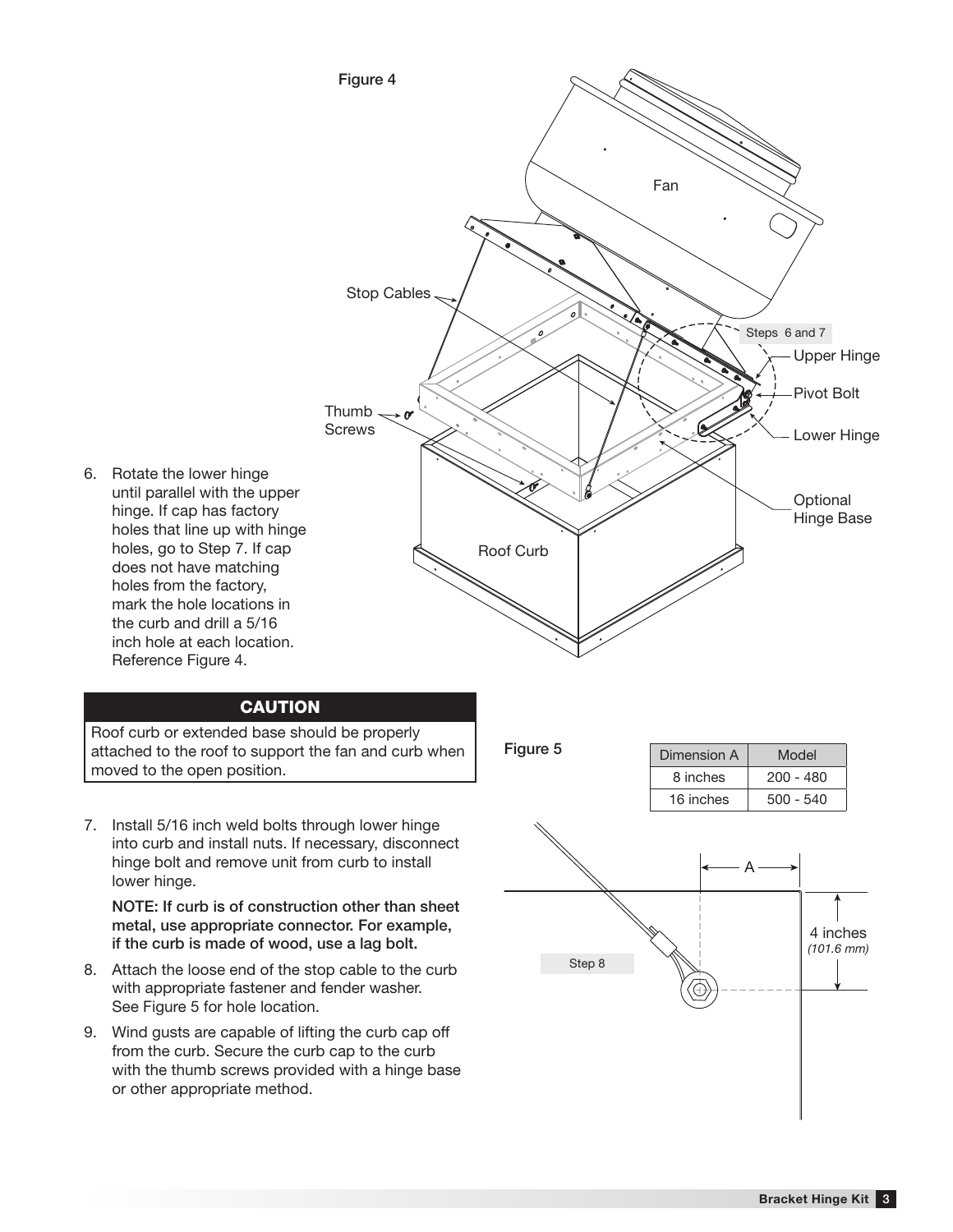Figure 4

6. Rotate the lower hinge until parallel with the upper hinge. If cap has factory holes that line up with hinge holes, go to Step 7. If cap does not have matching holes from the factory, mark the hole locations in the curb and drill a 5/16 inch hole at each location. Reference Figure 4.

## CAUTION

Roof curb or extended base should be properly attached to the roof to support the fan and curb when moved to the open position.

7. Install 5/16 inch weld bolts through lower hinge into curb and install nuts. If necessary, disconnect hinge bolt and remove unit from curb to install lower hinge.

   **NOTE: If curb is of construction other than sheet metal, use appropriate connector. For example, if the curb is made of wood, use a lag bolt.**

8. Attach the loose end of the stop cable to the curb with appropriate fastener and fender washer. See Figure 5 for hole location.
9. Wind gusts are capable of lifting the curb cap off from the curb. Secure the curb cap to the curb with the thumb screws provided with a hinge base or other appropriate method.

Figure 5

| Dimension A | Model |
|---|---|
| 8 inches | 200 - 480 |
| 16 inches | 500 - 540 |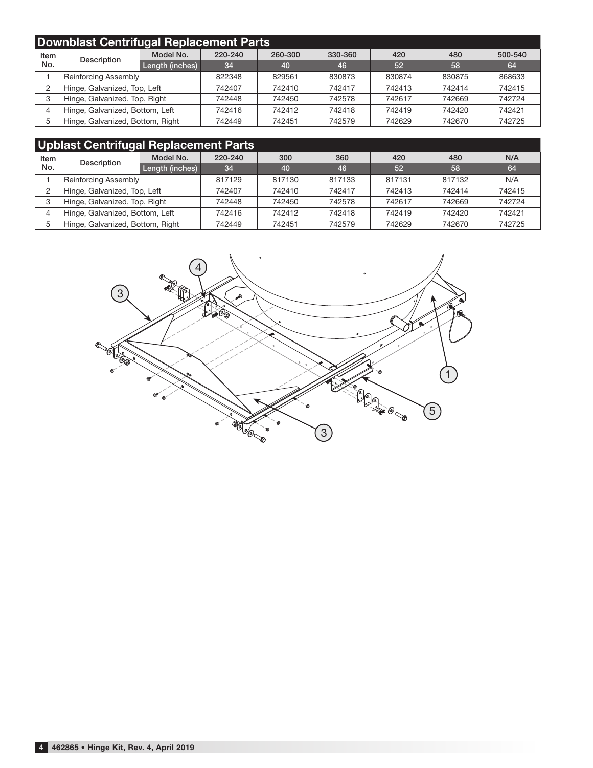## Downblast Centrifugal Replacement Parts

| Item No. | Description | Model No. | 220-240 | 260-300 | 330-360 | 420 | 480 | 500-540 |
|---|---|---|---|---|---|---|---|---|
| | | Length (inches) | 34 | 40 | 46 | 52 | 58 | 64 |
| 1 | Reinforcing Assembly | | 822348 | 829561 | 830873 | 830874 | 830875 | 868633 |
| 2 | Hinge, Galvanized, Top, Left | | 742407 | 742410 | 742417 | 742413 | 742414 | 742415 |
| 3 | Hinge, Galvanized, Top, Right | | 742448 | 742450 | 742578 | 742617 | 742669 | 742724 |
| 4 | Hinge, Galvanized, Bottom, Left | | 742416 | 742412 | 742418 | 742419 | 742420 | 742421 |
| 5 | Hinge, Galvanized, Bottom, Right | | 742449 | 742451 | 742579 | 742629 | 742670 | 742725 |

## Upblast Centrifugal Replacement Parts

| Item No. | Description | Model No. | 220-240 | 300 | 360 | 420 | 480 | N/A |
|---|---|---|---|---|---|---|---|---|
| | | Length (inches) | 34 | 40 | 46 | 52 | 58 | 64 |
| 1 | Reinforcing Assembly | | 817129 | 817130 | 817133 | 817131 | 817132 | N/A |
| 2 | Hinge, Galvanized, Top, Left | | 742407 | 742410 | 742417 | 742413 | 742414 | 742415 |
| 3 | Hinge, Galvanized, Top, Right | | 742448 | 742450 | 742578 | 742617 | 742669 | 742724 |
| 4 | Hinge, Galvanized, Bottom, Left | | 742416 | 742412 | 742418 | 742419 | 742420 | 742421 |
| 5 | Hinge, Galvanized, Bottom, Right | | 742449 | 742451 | 742579 | 742629 | 742670 | 742725 |

4

3

1

5

3